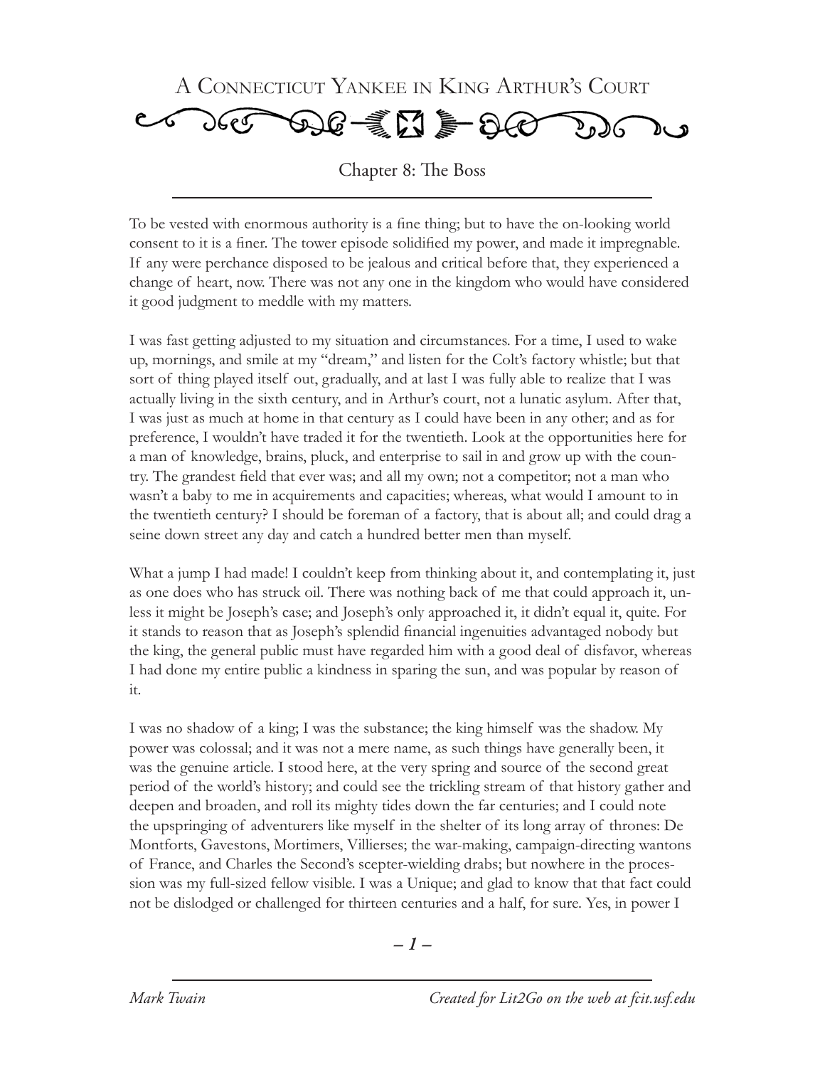# A Connecticut Yankee in King Arthur's Court

## Chapter 8: The Boss

To be vested with enormous authority is a fine thing; but to have the on-looking world consent to it is a finer. The tower episode solidified my power, and made it impregnable. If any were perchance disposed to be jealous and critical before that, they experienced a change of heart, now. There was not any one in the kingdom who would have considered it good judgment to meddle with my matters.

I was fast getting adjusted to my situation and circumstances. For a time, I used to wake up, mornings, and smile at my "dream," and listen for the Colt's factory whistle; but that sort of thing played itself out, gradually, and at last I was fully able to realize that I was actually living in the sixth century, and in Arthur's court, not a lunatic asylum. After that, I was just as much at home in that century as I could have been in any other; and as for preference, I wouldn't have traded it for the twentieth. Look at the opportunities here for a man of knowledge, brains, pluck, and enterprise to sail in and grow up with the country. The grandest field that ever was; and all my own; not a competitor; not a man who wasn't a baby to me in acquirements and capacities; whereas, what would I amount to in the twentieth century? I should be foreman of a factory, that is about all; and could drag a seine down street any day and catch a hundred better men than myself.

What a jump I had made! I couldn't keep from thinking about it, and contemplating it, just as one does who has struck oil. There was nothing back of me that could approach it, unless it might be Joseph's case; and Joseph's only approached it, it didn't equal it, quite. For it stands to reason that as Joseph's splendid financial ingenuities advantaged nobody but the king, the general public must have regarded him with a good deal of disfavor, whereas I had done my entire public a kindness in sparing the sun, and was popular by reason of it.

I was no shadow of a king; I was the substance; the king himself was the shadow. My power was colossal; and it was not a mere name, as such things have generally been, it was the genuine article. I stood here, at the very spring and source of the second great period of the world's history; and could see the trickling stream of that history gather and deepen and broaden, and roll its mighty tides down the far centuries; and I could note the upspringing of adventurers like myself in the shelter of its long array of thrones: De Montforts, Gavestons, Mortimers, Villierses; the war-making, campaign-directing wantons of France, and Charles the Second's scepter-wielding drabs; but nowhere in the procession was my full-sized fellow visible. I was a Unique; and glad to know that that fact could not be dislodged or challenged for thirteen centuries and a half, for sure. Yes, in power I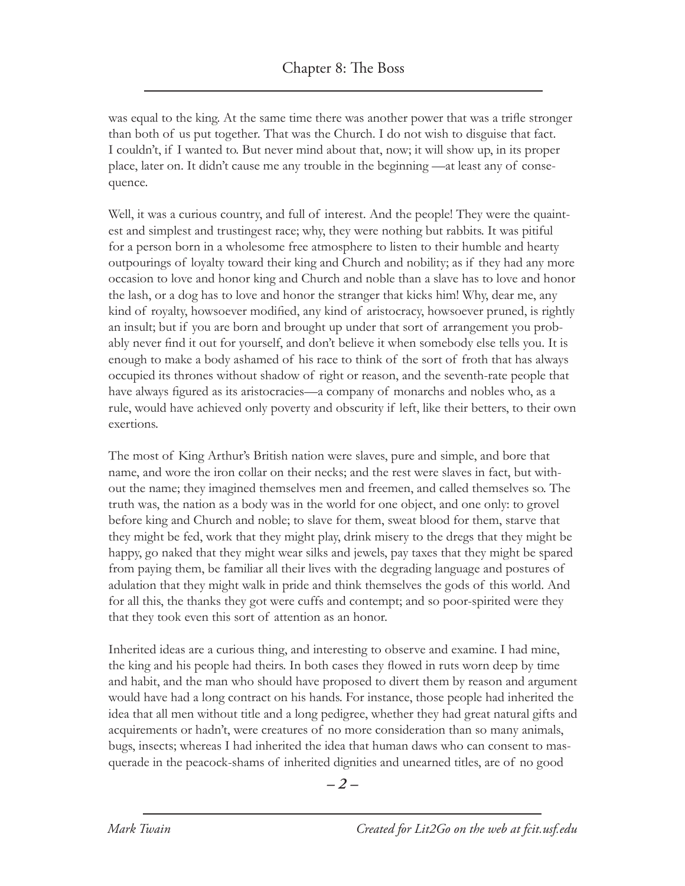was equal to the king. At the same time there was another power that was a trifle stronger than both of us put together. That was the Church. I do not wish to disguise that fact. I couldn't, if I wanted to. But never mind about that, now; it will show up, in its proper place, later on. It didn't cause me any trouble in the beginning —at least any of consequence.

Well, it was a curious country, and full of interest. And the people! They were the quaintest and simplest and trustingest race; why, they were nothing but rabbits. It was pitiful for a person born in a wholesome free atmosphere to listen to their humble and hearty outpourings of loyalty toward their king and Church and nobility; as if they had any more occasion to love and honor king and Church and noble than a slave has to love and honor the lash, or a dog has to love and honor the stranger that kicks him! Why, dear me, any kind of royalty, howsoever modified, any kind of aristocracy, howsoever pruned, is rightly an insult; but if you are born and brought up under that sort of arrangement you probably never find it out for yourself, and don't believe it when somebody else tells you. It is enough to make a body ashamed of his race to think of the sort of froth that has always occupied its thrones without shadow of right or reason, and the seventh-rate people that have always figured as its aristocracies—a company of monarchs and nobles who, as a rule, would have achieved only poverty and obscurity if left, like their betters, to their own exertions.

The most of King Arthur's British nation were slaves, pure and simple, and bore that name, and wore the iron collar on their necks; and the rest were slaves in fact, but without the name; they imagined themselves men and freemen, and called themselves so. The truth was, the nation as a body was in the world for one object, and one only: to grovel before king and Church and noble; to slave for them, sweat blood for them, starve that they might be fed, work that they might play, drink misery to the dregs that they might be happy, go naked that they might wear silks and jewels, pay taxes that they might be spared from paying them, be familiar all their lives with the degrading language and postures of adulation that they might walk in pride and think themselves the gods of this world. And for all this, the thanks they got were cuffs and contempt; and so poor-spirited were they that they took even this sort of attention as an honor.

Inherited ideas are a curious thing, and interesting to observe and examine. I had mine, the king and his people had theirs. In both cases they flowed in ruts worn deep by time and habit, and the man who should have proposed to divert them by reason and argument would have had a long contract on his hands. For instance, those people had inherited the idea that all men without title and a long pedigree, whether they had great natural gifts and acquirements or hadn't, were creatures of no more consideration than so many animals, bugs, insects; whereas I had inherited the idea that human daws who can consent to masquerade in the peacock-shams of inherited dignities and unearned titles, are of no good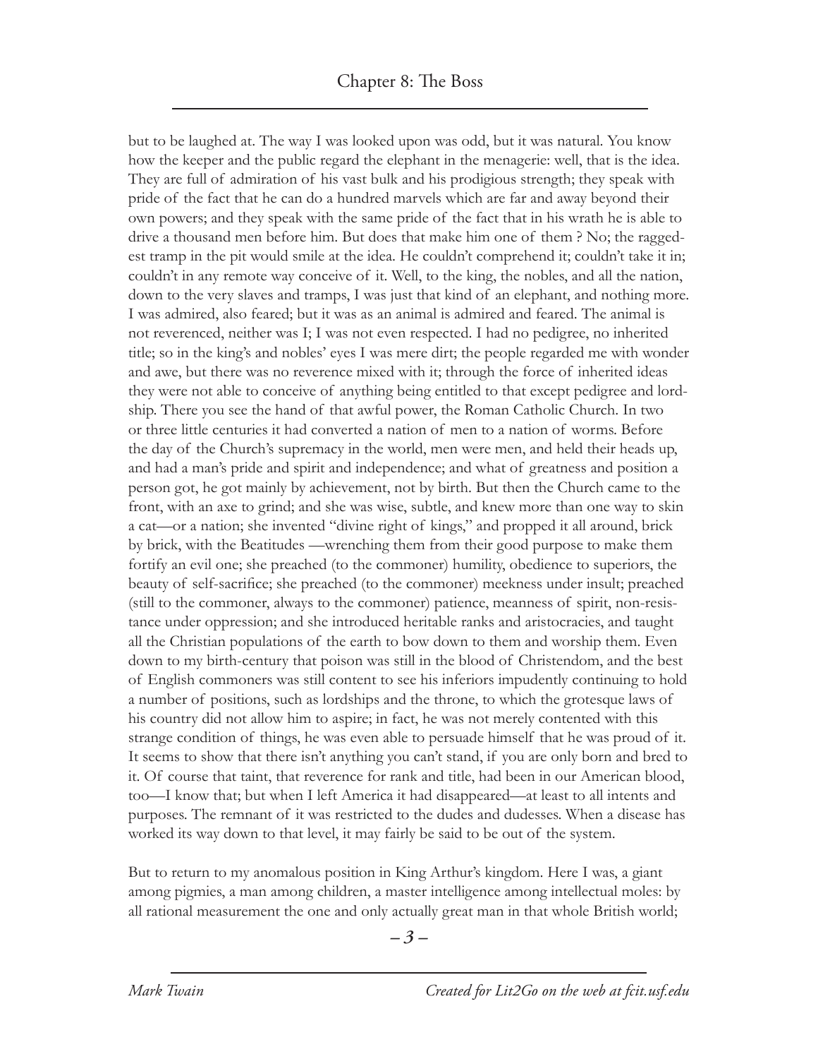but to be laughed at. The way I was looked upon was odd, but it was natural. You know how the keeper and the public regard the elephant in the menagerie: well, that is the idea. They are full of admiration of his vast bulk and his prodigious strength; they speak with pride of the fact that he can do a hundred marvels which are far and away beyond their own powers; and they speak with the same pride of the fact that in his wrath he is able to drive a thousand men before him. But does that make him one of them ? No; the raggedest tramp in the pit would smile at the idea. He couldn't comprehend it; couldn't take it in; couldn't in any remote way conceive of it. Well, to the king, the nobles, and all the nation, down to the very slaves and tramps, I was just that kind of an elephant, and nothing more. I was admired, also feared; but it was as an animal is admired and feared. The animal is not reverenced, neither was I; I was not even respected. I had no pedigree, no inherited title; so in the king's and nobles' eyes I was mere dirt; the people regarded me with wonder and awe, but there was no reverence mixed with it; through the force of inherited ideas they were not able to conceive of anything being entitled to that except pedigree and lordship. There you see the hand of that awful power, the Roman Catholic Church. In two or three little centuries it had converted a nation of men to a nation of worms. Before the day of the Church's supremacy in the world, men were men, and held their heads up, and had a man's pride and spirit and independence; and what of greatness and position a person got, he got mainly by achievement, not by birth. But then the Church came to the front, with an axe to grind; and she was wise, subtle, and knew more than one way to skin a cat—or a nation; she invented "divine right of kings," and propped it all around, brick by brick, with the Beatitudes —wrenching them from their good purpose to make them fortify an evil one; she preached (to the commoner) humility, obedience to superiors, the beauty of self-sacrifice; she preached (to the commoner) meekness under insult; preached (still to the commoner, always to the commoner) patience, meanness of spirit, non-resistance under oppression; and she introduced heritable ranks and aristocracies, and taught all the Christian populations of the earth to bow down to them and worship them. Even down to my birth-century that poison was still in the blood of Christendom, and the best of English commoners was still content to see his inferiors impudently continuing to hold a number of positions, such as lordships and the throne, to which the grotesque laws of his country did not allow him to aspire; in fact, he was not merely contented with this strange condition of things, he was even able to persuade himself that he was proud of it. It seems to show that there isn't anything you can't stand, if you are only born and bred to it. Of course that taint, that reverence for rank and title, had been in our American blood, too—I know that; but when I left America it had disappeared—at least to all intents and purposes. The remnant of it was restricted to the dudes and dudesses. When a disease has worked its way down to that level, it may fairly be said to be out of the system.

But to return to my anomalous position in King Arthur's kingdom. Here I was, a giant among pigmies, a man among children, a master intelligence among intellectual moles: by all rational measurement the one and only actually great man in that whole British world;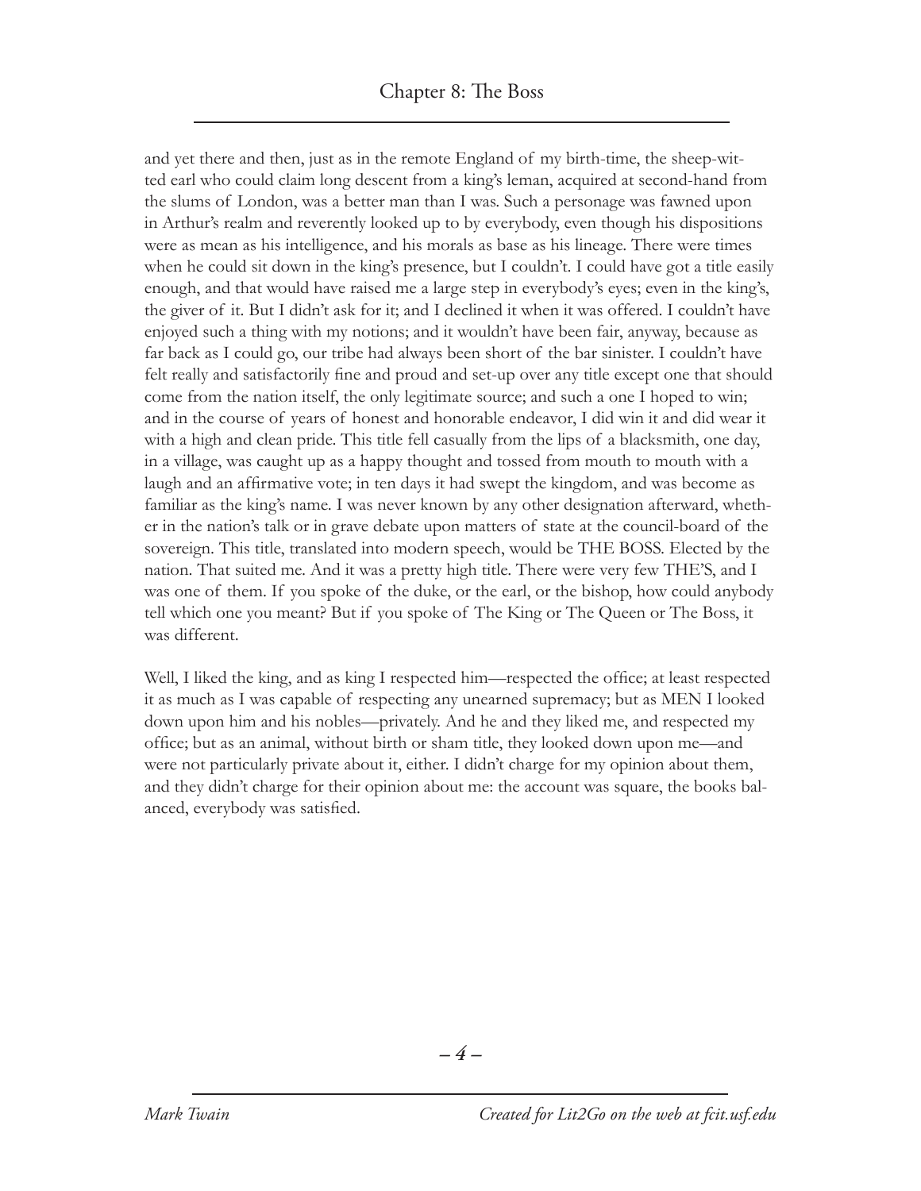and yet there and then, just as in the remote England of my birth-time, the sheep-witted earl who could claim long descent from a king's leman, acquired at second-hand from the slums of London, was a better man than I was. Such a personage was fawned upon in Arthur's realm and reverently looked up to by everybody, even though his dispositions were as mean as his intelligence, and his morals as base as his lineage. There were times when he could sit down in the king's presence, but I couldn't. I could have got a title easily enough, and that would have raised me a large step in everybody's eyes; even in the king's, the giver of it. But I didn't ask for it; and I declined it when it was offered. I couldn't have enjoyed such a thing with my notions; and it wouldn't have been fair, anyway, because as far back as I could go, our tribe had always been short of the bar sinister. I couldn't have felt really and satisfactorily fine and proud and set-up over any title except one that should come from the nation itself, the only legitimate source; and such a one I hoped to win; and in the course of years of honest and honorable endeavor, I did win it and did wear it with a high and clean pride. This title fell casually from the lips of a blacksmith, one day, in a village, was caught up as a happy thought and tossed from mouth to mouth with a laugh and an affirmative vote; in ten days it had swept the kingdom, and was become as familiar as the king's name. I was never known by any other designation afterward, whether in the nation's talk or in grave debate upon matters of state at the council-board of the sovereign. This title, translated into modern speech, would be THE BOSS. Elected by the nation. That suited me. And it was a pretty high title. There were very few THE'S, and I was one of them. If you spoke of the duke, or the earl, or the bishop, how could anybody tell which one you meant? But if you spoke of The King or The Queen or The Boss, it was different.

Well, I liked the king, and as king I respected him—respected the office; at least respected it as much as I was capable of respecting any unearned supremacy; but as MEN I looked down upon him and his nobles—privately. And he and they liked me, and respected my office; but as an animal, without birth or sham title, they looked down upon me—and were not particularly private about it, either. I didn't charge for my opinion about them, and they didn't charge for their opinion about me: the account was square, the books balanced, everybody was satisfied.